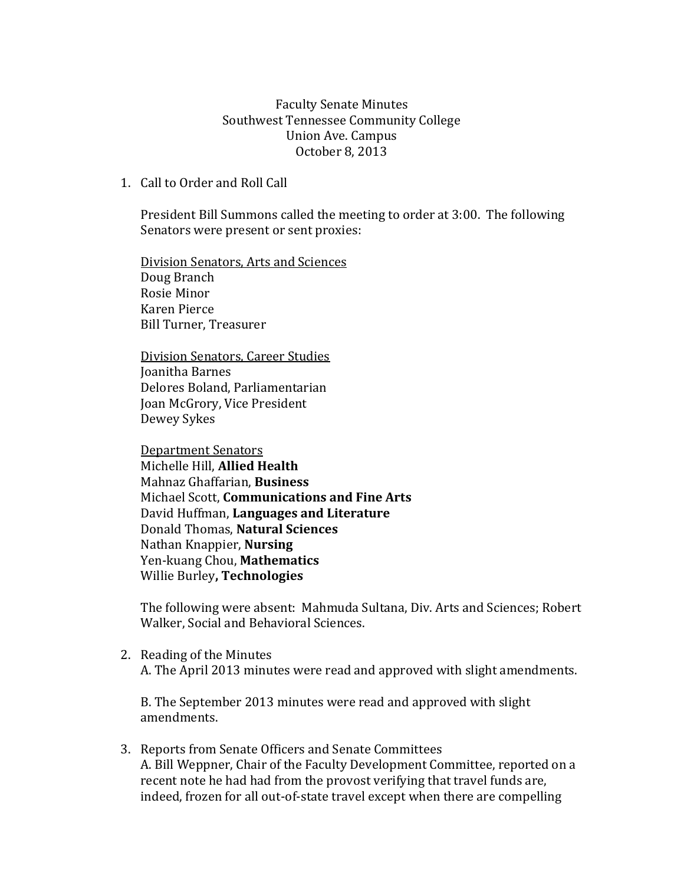Faculty Senate Minutes
Southwest Tennessee Community College
Union Ave. Campus
October 8, 2013

1. Call to Order and Roll Call

   President Bill Summons called the meeting to order at 3:00. The following Senators were present or sent proxies:

   <u>Division Senators, Arts and Sciences</u>
   Doug Branch
   Rosie Minor
   Karen Pierce
   Bill Turner, Treasurer

   <u>Division Senators, Career Studies</u>
   Joanitha Barnes
   Delores Boland, Parliamentarian
   Joan McGrory, Vice President
   Dewey Sykes

   <u>Department Senators</u>
   Michelle Hill, **Allied Health**
   Mahnaz Ghaffarian, **Business**
   Michael Scott, **Communications and Fine Arts**
   David Huffman, **Languages and Literature**
   Donald Thomas, **Natural Sciences**
   Nathan Knappier, **Nursing**
   Yen-kuang Chou, **Mathematics**
   Willie Burley**, Technologies**

   The following were absent: Mahmuda Sultana, Div. Arts and Sciences; Robert Walker, Social and Behavioral Sciences.

2. Reading of the Minutes
   A. The April 2013 minutes were read and approved with slight amendments.

   B. The September 2013 minutes were read and approved with slight amendments.

3. Reports from Senate Officers and Senate Committees
   A. Bill Weppner, Chair of the Faculty Development Committee, reported on a recent note he had had from the provost verifying that travel funds are, indeed, frozen for all out-of-state travel except when there are compelling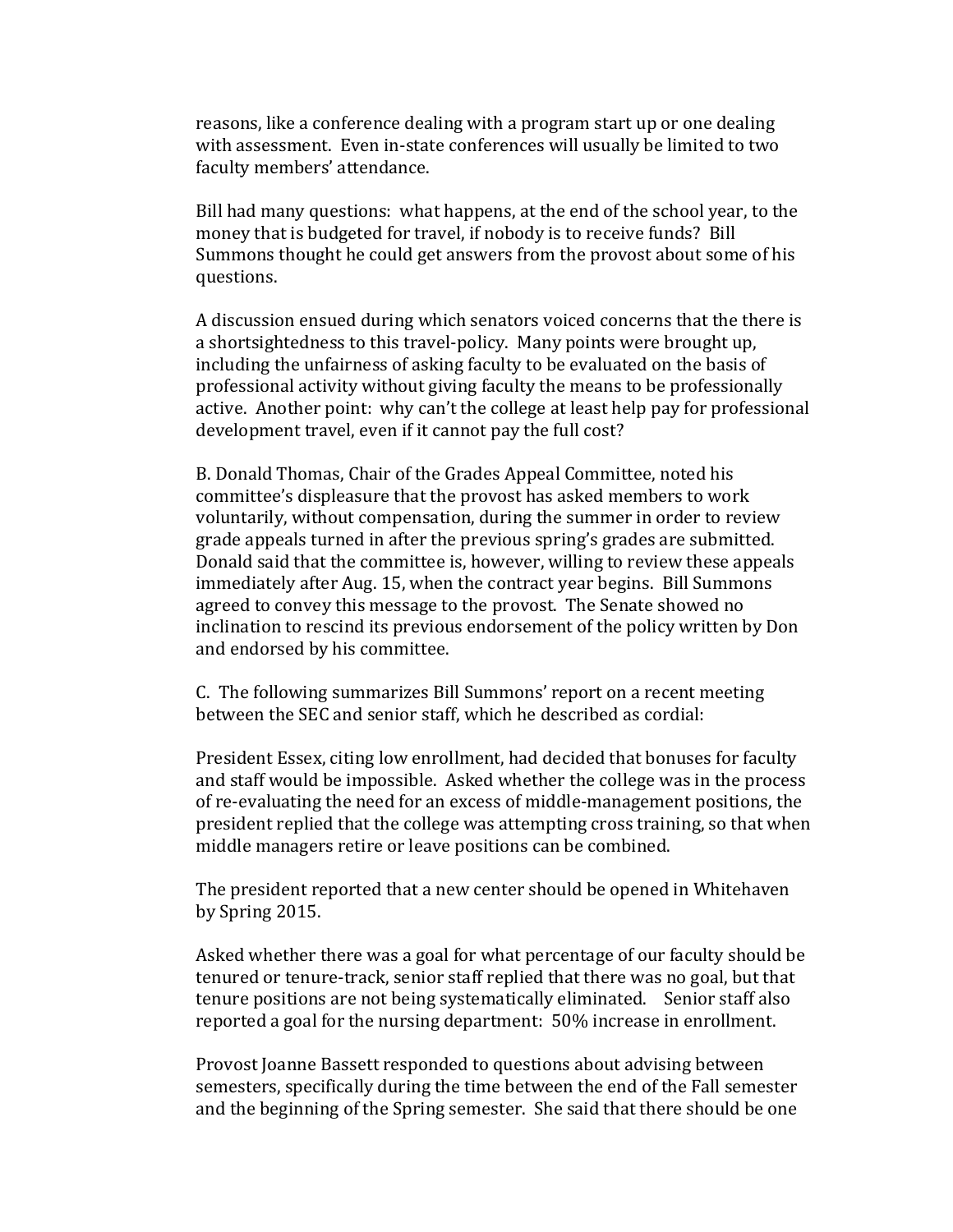reasons, like a conference dealing with a program start up or one dealing with assessment. Even in-state conferences will usually be limited to two faculty members' attendance.

Bill had many questions: what happens, at the end of the school year, to the money that is budgeted for travel, if nobody is to receive funds? Bill Summons thought he could get answers from the provost about some of his questions.

A discussion ensued during which senators voiced concerns that the there is a shortsightedness to this travel-policy. Many points were brought up, including the unfairness of asking faculty to be evaluated on the basis of professional activity without giving faculty the means to be professionally active. Another point: why can't the college at least help pay for professional development travel, even if it cannot pay the full cost?

B. Donald Thomas, Chair of the Grades Appeal Committee, noted his committee's displeasure that the provost has asked members to work voluntarily, without compensation, during the summer in order to review grade appeals turned in after the previous spring's grades are submitted. Donald said that the committee is, however, willing to review these appeals immediately after Aug. 15, when the contract year begins. Bill Summons agreed to convey this message to the provost. The Senate showed no inclination to rescind its previous endorsement of the policy written by Don and endorsed by his committee.

C. The following summarizes Bill Summons' report on a recent meeting between the SEC and senior staff, which he described as cordial:

President Essex, citing low enrollment, had decided that bonuses for faculty and staff would be impossible. Asked whether the college was in the process of re-evaluating the need for an excess of middle-management positions, the president replied that the college was attempting cross training, so that when middle managers retire or leave positions can be combined.

The president reported that a new center should be opened in Whitehaven by Spring 2015.

Asked whether there was a goal for what percentage of our faculty should be tenured or tenure-track, senior staff replied that there was no goal, but that tenure positions are not being systematically eliminated. Senior staff also reported a goal for the nursing department: 50% increase in enrollment.

Provost Joanne Bassett responded to questions about advising between semesters, specifically during the time between the end of the Fall semester and the beginning of the Spring semester. She said that there should be one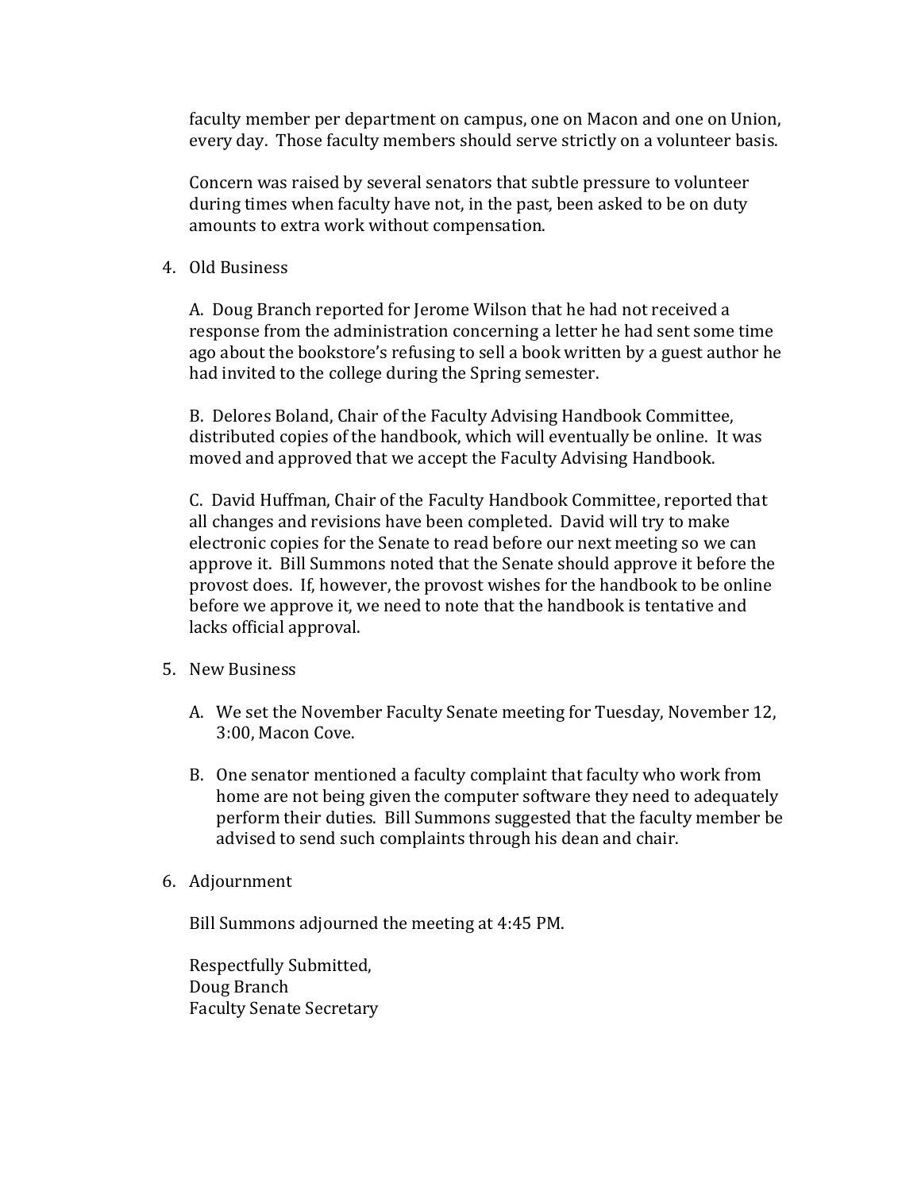faculty member per department on campus, one on Macon and one on Union, every day. Those faculty members should serve strictly on a volunteer basis.

Concern was raised by several senators that subtle pressure to volunteer during times when faculty have not, in the past, been asked to be on duty amounts to extra work without compensation.

4. Old Business

   A. Doug Branch reported for Jerome Wilson that he had not received a response from the administration concerning a letter he had sent some time ago about the bookstore's refusing to sell a book written by a guest author he had invited to the college during the Spring semester.

   B. Delores Boland, Chair of the Faculty Advising Handbook Committee, distributed copies of the handbook, which will eventually be online. It was moved and approved that we accept the Faculty Advising Handbook.

   C. David Huffman, Chair of the Faculty Handbook Committee, reported that all changes and revisions have been completed. David will try to make electronic copies for the Senate to read before our next meeting so we can approve it. Bill Summons noted that the Senate should approve it before the provost does. If, however, the provost wishes for the handbook to be online before we approve it, we need to note that the handbook is tentative and lacks official approval.

5. New Business

   A. We set the November Faculty Senate meeting for Tuesday, November 12, 3:00, Macon Cove.

   B. One senator mentioned a faculty complaint that faculty who work from home are not being given the computer software they need to adequately perform their duties. Bill Summons suggested that the faculty member be advised to send such complaints through his dean and chair.

6. Adjournment

   Bill Summons adjourned the meeting at 4:45 PM.

   Respectfully Submitted,
   Doug Branch
   Faculty Senate Secretary